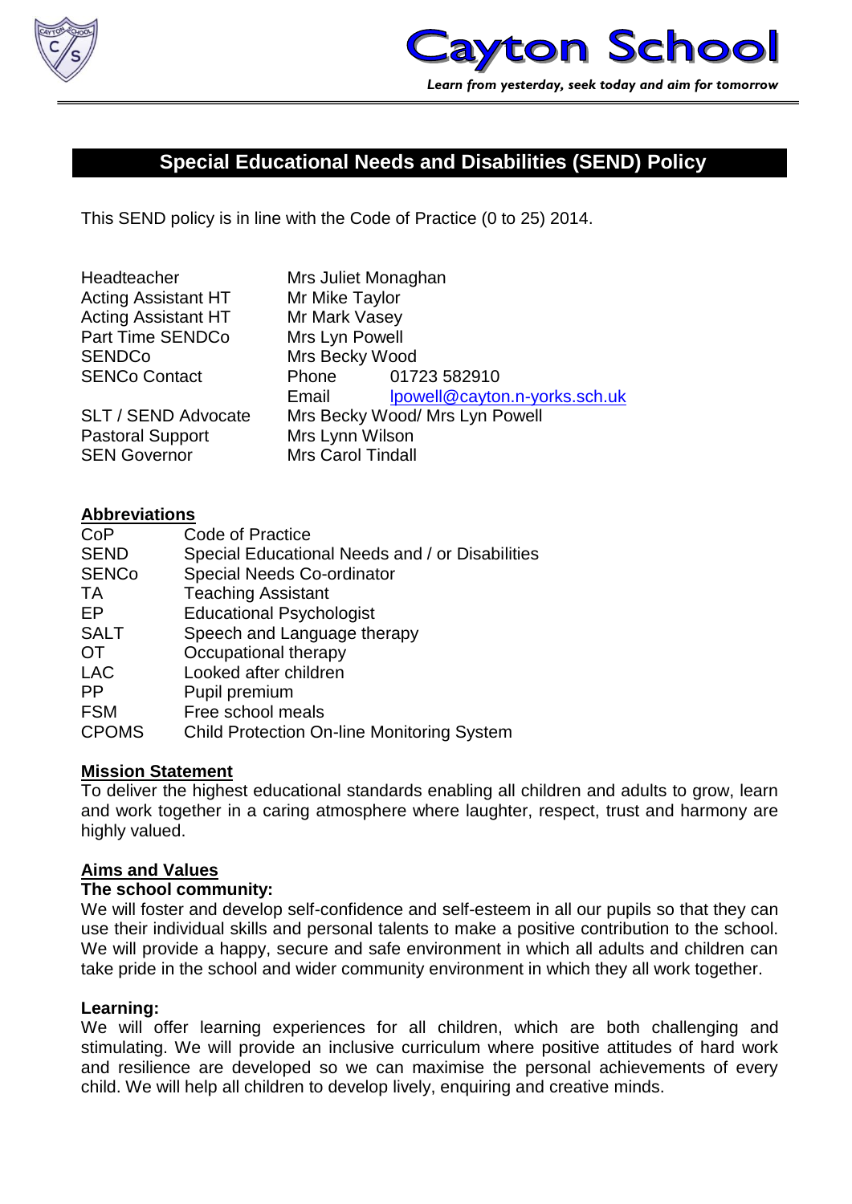# Cayton School

*Learn from yesterday, seek today and aim for tomorrow*

## Special Educational Needs and Disabilities (SEND) Policy

This SEND policy is in line with the Code of Practice (0 to 25) 2014.

| | | |
|---|---|---|
| Headteacher | Mrs Juliet Monaghan | |
| Acting Assistant HT | Mr Mike Taylor | |
| Acting Assistant HT | Mr Mark Vasey | |
| Part Time SENDCo | Mrs Lyn Powell | |
| SENDCo | Mrs Becky Wood | |
| SENCo Contact | Phone | 01723 582910 |
| | Email | lpowell@cayton.n-yorks.sch.uk |
| SLT / SEND Advocate | Mrs Becky Wood/ Mrs Lyn Powell | |
| Pastoral Support | Mrs Lynn Wilson | |
| SEN Governor | Mrs Carol Tindall | |

**Abbreviations**

| | |
|---|---|
| CoP | Code of Practice |
| SEND | Special Educational Needs and / or Disabilities |
| SENCo | Special Needs Co-ordinator |
| TA | Teaching Assistant |
| EP | Educational Psychologist |
| SALT | Speech and Language therapy |
| OT | Occupational therapy |
| LAC | Looked after children |
| PP | Pupil premium |
| FSM | Free school meals |
| CPOMS | Child Protection On-line Monitoring System |

**Mission Statement**

To deliver the highest educational standards enabling all children and adults to grow, learn and work together in a caring atmosphere where laughter, respect, trust and harmony are highly valued.

**Aims and Values**

**The school community:**

We will foster and develop self-confidence and self-esteem in all our pupils so that they can use their individual skills and personal talents to make a positive contribution to the school. We will provide a happy, secure and safe environment in which all adults and children can take pride in the school and wider community environment in which they all work together.

**Learning:**

We will offer learning experiences for all children, which are both challenging and stimulating. We will provide an inclusive curriculum where positive attitudes of hard work and resilience are developed so we can maximise the personal achievements of every child. We will help all children to develop lively, enquiring and creative minds.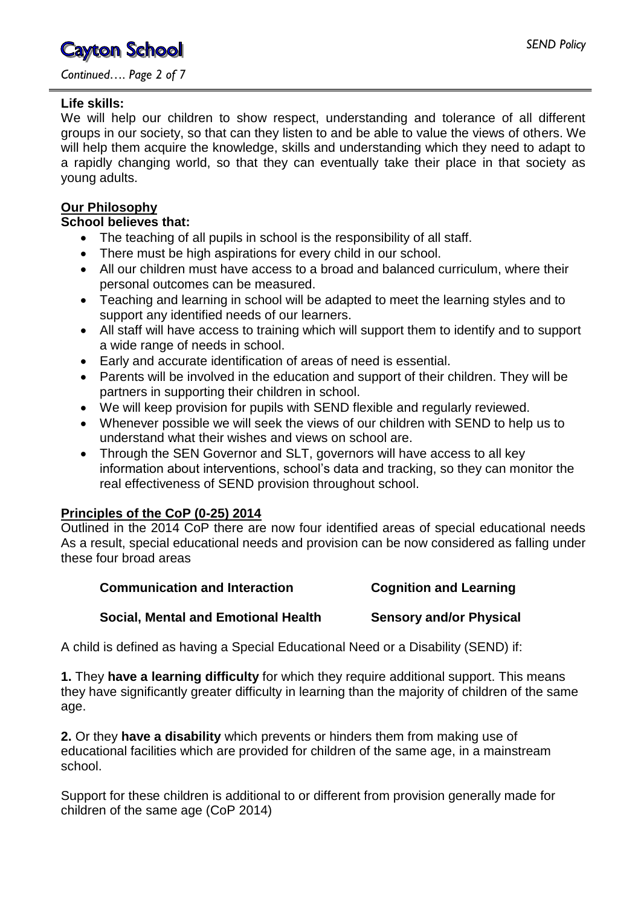**Life skills:**

We will help our children to show respect, understanding and tolerance of all different groups in our society, so that can they listen to and be able to value the views of others. We will help them acquire the knowledge, skills and understanding which they need to adapt to a rapidly changing world, so that they can eventually take their place in that society as young adults.

## Our Philosophy

**School believes that:**

- The teaching of all pupils in school is the responsibility of all staff.
- There must be high aspirations for every child in our school.
- All our children must have access to a broad and balanced curriculum, where their personal outcomes can be measured.
- Teaching and learning in school will be adapted to meet the learning styles and to support any identified needs of our learners.
- All staff will have access to training which will support them to identify and to support a wide range of needs in school.
- Early and accurate identification of areas of need is essential.
- Parents will be involved in the education and support of their children. They will be partners in supporting their children in school.
- We will keep provision for pupils with SEND flexible and regularly reviewed.
- Whenever possible we will seek the views of our children with SEND to help us to understand what their wishes and views on school are.
- Through the SEN Governor and SLT, governors will have access to all key information about interventions, school's data and tracking, so they can monitor the real effectiveness of SEND provision throughout school.

## Principles of the CoP (0-25) 2014

Outlined in the 2014 CoP there are now four identified areas of special educational needs As a result, special educational needs and provision can be now considered as falling under these four broad areas

**Communication and Interaction** | **Cognition and Learning**

**Social, Mental and Emotional Health** | **Sensory and/or Physical**

A child is defined as having a Special Educational Need or a Disability (SEND) if:

**1.** They **have a learning difficulty** for which they require additional support. This means they have significantly greater difficulty in learning than the majority of children of the same age.

**2.** Or they **have a disability** which prevents or hinders them from making use of educational facilities which are provided for children of the same age, in a mainstream school.

Support for these children is additional to or different from provision generally made for children of the same age (CoP 2014)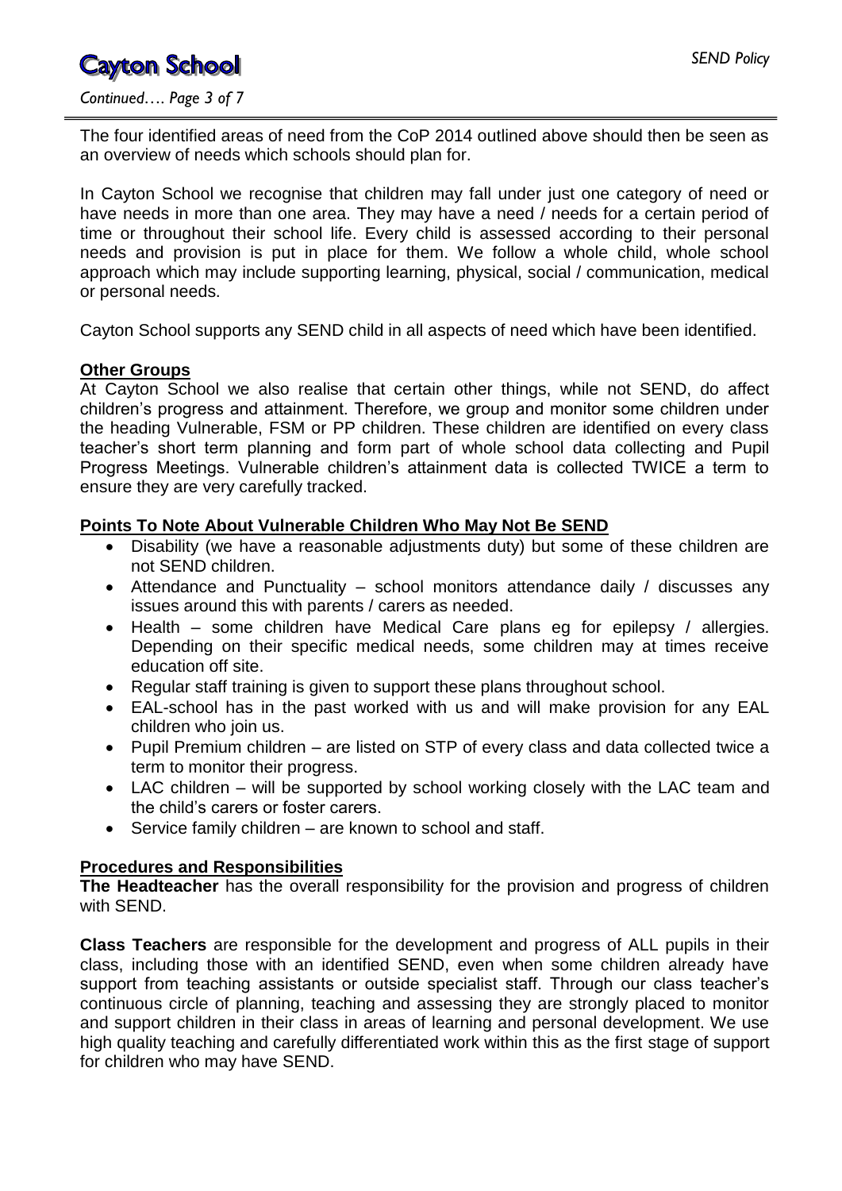The four identified areas of need from the CoP 2014 outlined above should then be seen as an overview of needs which schools should plan for.

In Cayton School we recognise that children may fall under just one category of need or have needs in more than one area. They may have a need / needs for a certain period of time or throughout their school life. Every child is assessed according to their personal needs and provision is put in place for them. We follow a whole child, whole school approach which may include supporting learning, physical, social / communication, medical or personal needs.

Cayton School supports any SEND child in all aspects of need which have been identified.

## Other Groups

At Cayton School we also realise that certain other things, while not SEND, do affect children's progress and attainment. Therefore, we group and monitor some children under the heading Vulnerable, FSM or PP children. These children are identified on every class teacher's short term planning and form part of whole school data collecting and Pupil Progress Meetings. Vulnerable children's attainment data is collected TWICE a term to ensure they are very carefully tracked.

## Points To Note About Vulnerable Children Who May Not Be SEND

- Disability (we have a reasonable adjustments duty) but some of these children are not SEND children.
- Attendance and Punctuality – school monitors attendance daily / discusses any issues around this with parents / carers as needed.
- Health – some children have Medical Care plans eg for epilepsy / allergies. Depending on their specific medical needs, some children may at times receive education off site.
- Regular staff training is given to support these plans throughout school.
- EAL-school has in the past worked with us and will make provision for any EAL children who join us.
- Pupil Premium children – are listed on STP of every class and data collected twice a term to monitor their progress.
- LAC children – will be supported by school working closely with the LAC team and the child's carers or foster carers.
- Service family children – are known to school and staff.

## Procedures and Responsibilities

**The Headteacher** has the overall responsibility for the provision and progress of children with SEND.

**Class Teachers** are responsible for the development and progress of ALL pupils in their class, including those with an identified SEND, even when some children already have support from teaching assistants or outside specialist staff. Through our class teacher's continuous circle of planning, teaching and assessing they are strongly placed to monitor and support children in their class in areas of learning and personal development. We use high quality teaching and carefully differentiated work within this as the first stage of support for children who may have SEND.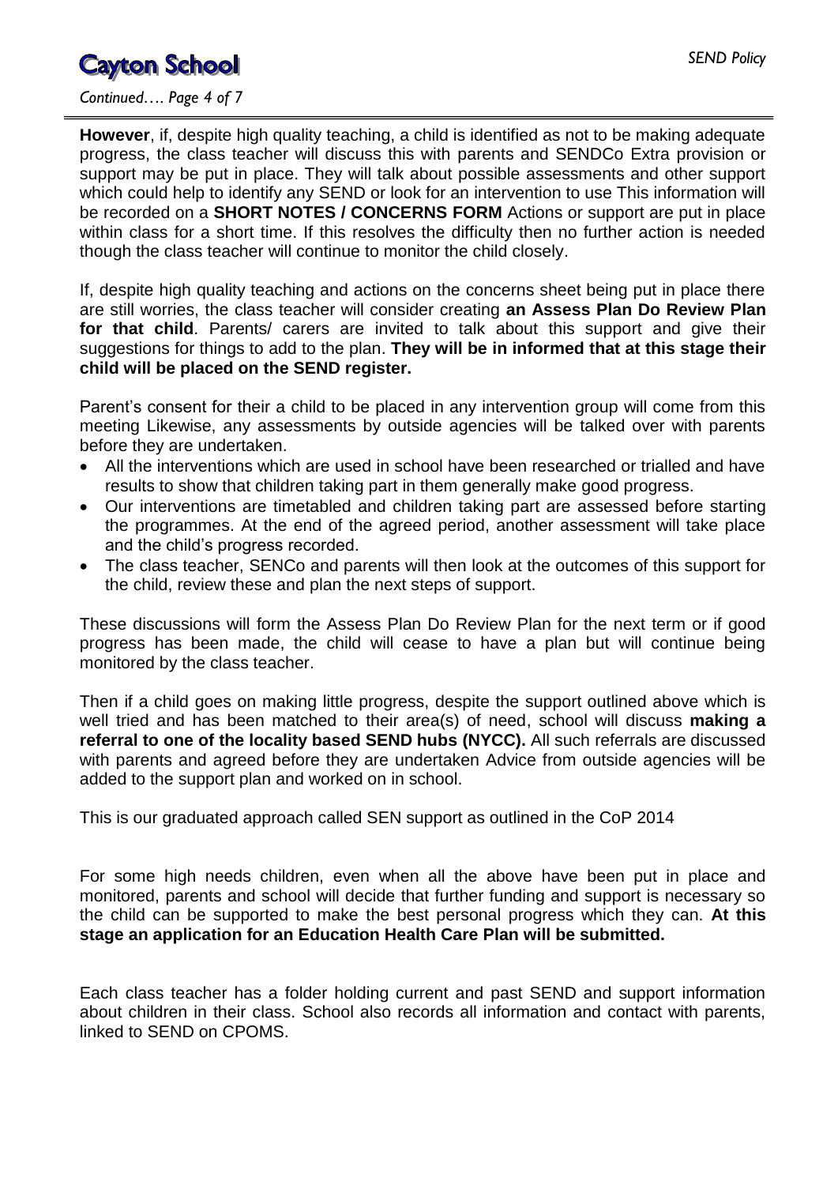**However**, if, despite high quality teaching, a child is identified as not to be making adequate progress, the class teacher will discuss this with parents and SENDCo Extra provision or support may be put in place. They will talk about possible assessments and other support which could help to identify any SEND or look for an intervention to use This information will be recorded on a **SHORT NOTES / CONCERNS FORM** Actions or support are put in place within class for a short time. If this resolves the difficulty then no further action is needed though the class teacher will continue to monitor the child closely.

If, despite high quality teaching and actions on the concerns sheet being put in place there are still worries, the class teacher will consider creating **an Assess Plan Do Review Plan for that child**. Parents/ carers are invited to talk about this support and give their suggestions for things to add to the plan. **They will be in informed that at this stage their child will be placed on the SEND register.**

Parent's consent for their a child to be placed in any intervention group will come from this meeting Likewise, any assessments by outside agencies will be talked over with parents before they are undertaken.

- All the interventions which are used in school have been researched or trialled and have results to show that children taking part in them generally make good progress.
- Our interventions are timetabled and children taking part are assessed before starting the programmes. At the end of the agreed period, another assessment will take place and the child's progress recorded.
- The class teacher, SENCo and parents will then look at the outcomes of this support for the child, review these and plan the next steps of support.

These discussions will form the Assess Plan Do Review Plan for the next term or if good progress has been made, the child will cease to have a plan but will continue being monitored by the class teacher.

Then if a child goes on making little progress, despite the support outlined above which is well tried and has been matched to their area(s) of need, school will discuss **making a referral to one of the locality based SEND hubs (NYCC).** All such referrals are discussed with parents and agreed before they are undertaken Advice from outside agencies will be added to the support plan and worked on in school.

This is our graduated approach called SEN support as outlined in the CoP 2014

For some high needs children, even when all the above have been put in place and monitored, parents and school will decide that further funding and support is necessary so the child can be supported to make the best personal progress which they can. **At this stage an application for an Education Health Care Plan will be submitted.**

Each class teacher has a folder holding current and past SEND and support information about children in their class. School also records all information and contact with parents, linked to SEND on CPOMS.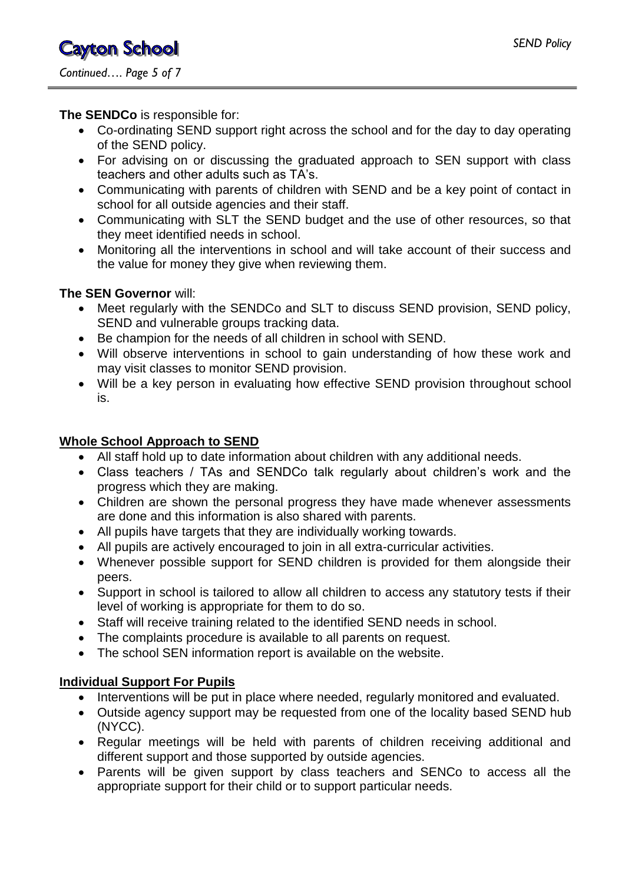**The SENDCo** is responsible for:

- Co-ordinating SEND support right across the school and for the day to day operating of the SEND policy.
- For advising on or discussing the graduated approach to SEN support with class teachers and other adults such as TA's.
- Communicating with parents of children with SEND and be a key point of contact in school for all outside agencies and their staff.
- Communicating with SLT the SEND budget and the use of other resources, so that they meet identified needs in school.
- Monitoring all the interventions in school and will take account of their success and the value for money they give when reviewing them.

**The SEN Governor** will:

- Meet regularly with the SENDCo and SLT to discuss SEND provision, SEND policy, SEND and vulnerable groups tracking data.
- Be champion for the needs of all children in school with SEND.
- Will observe interventions in school to gain understanding of how these work and may visit classes to monitor SEND provision.
- Will be a key person in evaluating how effective SEND provision throughout school is.

## Whole School Approach to SEND

- All staff hold up to date information about children with any additional needs.
- Class teachers / TAs and SENDCo talk regularly about children's work and the progress which they are making.
- Children are shown the personal progress they have made whenever assessments are done and this information is also shared with parents.
- All pupils have targets that they are individually working towards.
- All pupils are actively encouraged to join in all extra-curricular activities.
- Whenever possible support for SEND children is provided for them alongside their peers.
- Support in school is tailored to allow all children to access any statutory tests if their level of working is appropriate for them to do so.
- Staff will receive training related to the identified SEND needs in school.
- The complaints procedure is available to all parents on request.
- The school SEN information report is available on the website.

## Individual Support For Pupils

- Interventions will be put in place where needed, regularly monitored and evaluated.
- Outside agency support may be requested from one of the locality based SEND hub (NYCC).
- Regular meetings will be held with parents of children receiving additional and different support and those supported by outside agencies.
- Parents will be given support by class teachers and SENCo to access all the appropriate support for their child or to support particular needs.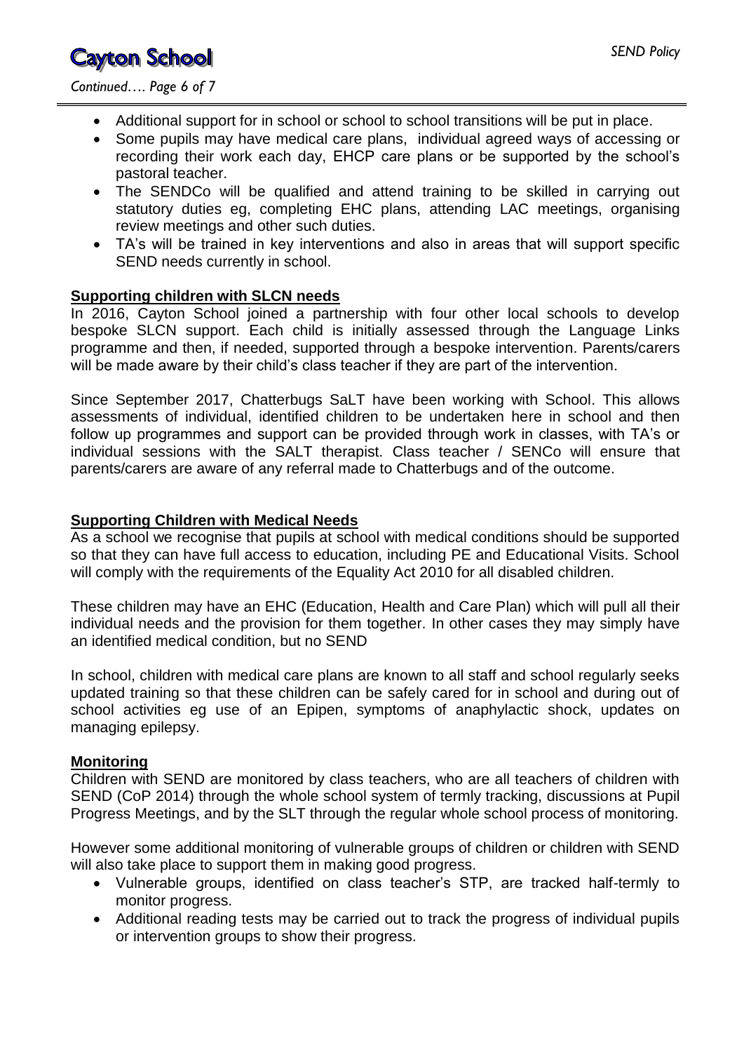- Additional support for in school or school to school transitions will be put in place.
- Some pupils may have medical care plans, individual agreed ways of accessing or recording their work each day, EHCP care plans or be supported by the school's pastoral teacher.
- The SENDCo will be qualified and attend training to be skilled in carrying out statutory duties eg, completing EHC plans, attending LAC meetings, organising review meetings and other such duties.
- TA's will be trained in key interventions and also in areas that will support specific SEND needs currently in school.

## Supporting children with SLCN needs

In 2016, Cayton School joined a partnership with four other local schools to develop bespoke SLCN support. Each child is initially assessed through the Language Links programme and then, if needed, supported through a bespoke intervention. Parents/carers will be made aware by their child's class teacher if they are part of the intervention.

Since September 2017, Chatterbugs SaLT have been working with School. This allows assessments of individual, identified children to be undertaken here in school and then follow up programmes and support can be provided through work in classes, with TA's or individual sessions with the SALT therapist. Class teacher / SENCo will ensure that parents/carers are aware of any referral made to Chatterbugs and of the outcome.

## Supporting Children with Medical Needs

As a school we recognise that pupils at school with medical conditions should be supported so that they can have full access to education, including PE and Educational Visits. School will comply with the requirements of the Equality Act 2010 for all disabled children.

These children may have an EHC (Education, Health and Care Plan) which will pull all their individual needs and the provision for them together. In other cases they may simply have an identified medical condition, but no SEND

In school, children with medical care plans are known to all staff and school regularly seeks updated training so that these children can be safely cared for in school and during out of school activities eg use of an Epipen, symptoms of anaphylactic shock, updates on managing epilepsy.

## Monitoring

Children with SEND are monitored by class teachers, who are all teachers of children with SEND (CoP 2014) through the whole school system of termly tracking, discussions at Pupil Progress Meetings, and by the SLT through the regular whole school process of monitoring.

However some additional monitoring of vulnerable groups of children or children with SEND will also take place to support them in making good progress.

- Vulnerable groups, identified on class teacher's STP, are tracked half-termly to monitor progress.
- Additional reading tests may be carried out to track the progress of individual pupils or intervention groups to show their progress.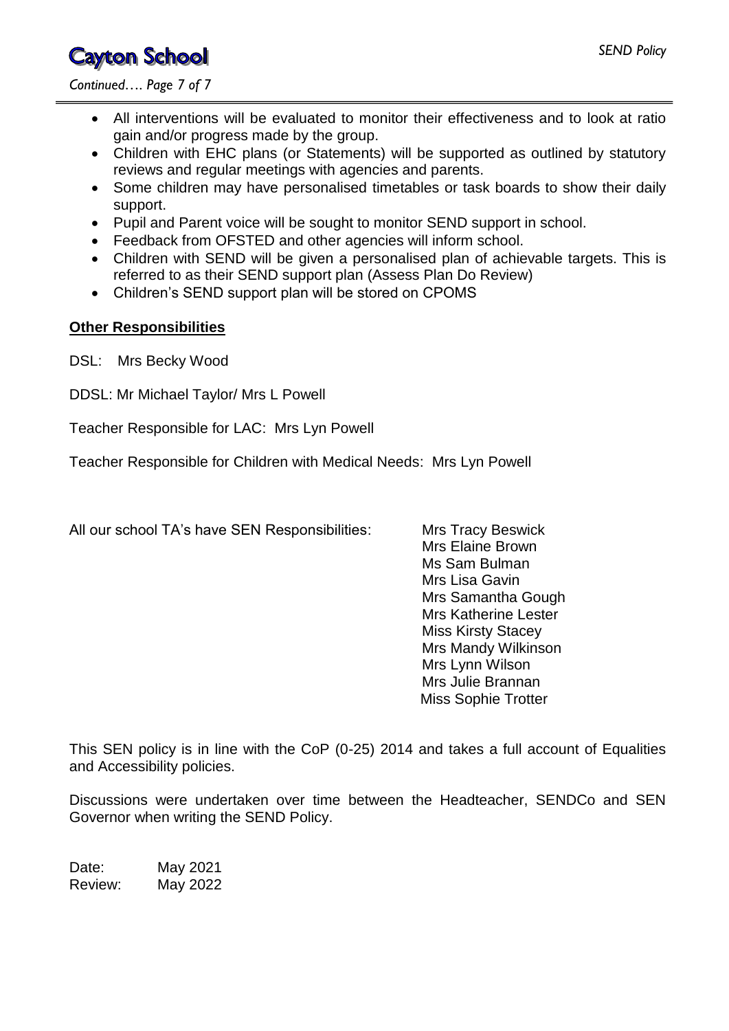- All interventions will be evaluated to monitor their effectiveness and to look at ratio gain and/or progress made by the group.
- Children with EHC plans (or Statements) will be supported as outlined by statutory reviews and regular meetings with agencies and parents.
- Some children may have personalised timetables or task boards to show their daily support.
- Pupil and Parent voice will be sought to monitor SEND support in school.
- Feedback from OFSTED and other agencies will inform school.
- Children with SEND will be given a personalised plan of achievable targets. This is referred to as their SEND support plan (Assess Plan Do Review)
- Children's SEND support plan will be stored on CPOMS

**Other Responsibilities**

DSL: Mrs Becky Wood

DDSL: Mr Michael Taylor/ Mrs L Powell

Teacher Responsible for LAC: Mrs Lyn Powell

Teacher Responsible for Children with Medical Needs: Mrs Lyn Powell

All our school TA's have SEN Responsibilities:

Mrs Tracy Beswick
Mrs Elaine Brown
Ms Sam Bulman
Mrs Lisa Gavin
Mrs Samantha Gough
Mrs Katherine Lester
Miss Kirsty Stacey
Mrs Mandy Wilkinson
Mrs Lynn Wilson
Mrs Julie Brannan
Miss Sophie Trotter

This SEN policy is in line with the CoP (0-25) 2014 and takes a full account of Equalities and Accessibility policies.

Discussions were undertaken over time between the Headteacher, SENDCo and SEN Governor when writing the SEND Policy.

Date: May 2021
Review: May 2022